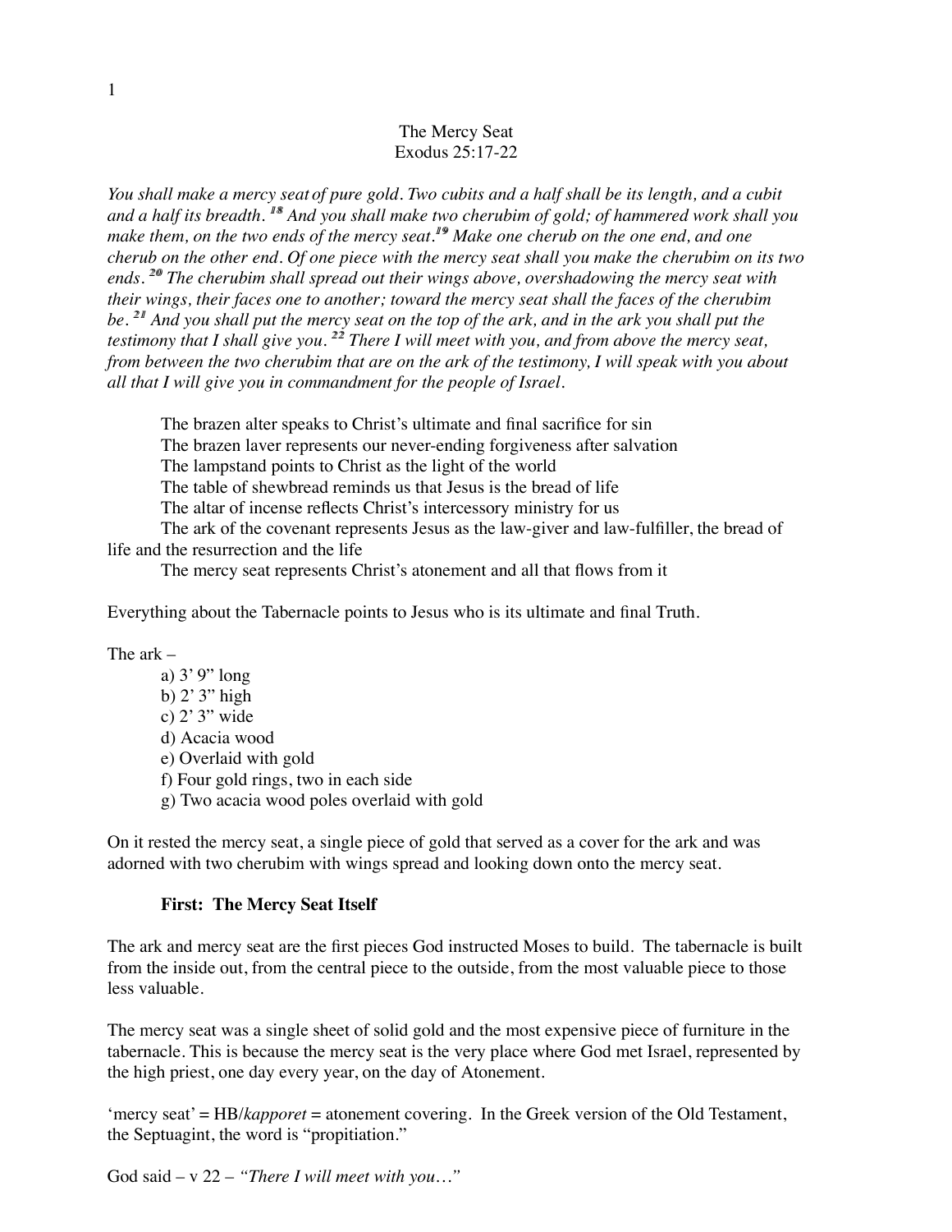# The Mercy Seat
## Exodus 25:17-22

*You shall make a mercy seat of pure gold. Two cubits and a half shall be its length, and a cubit and a half its breadth. [18] And you shall make two cherubim of gold; of hammered work shall you make them, on the two ends of the mercy seat.[19] Make one cherub on the one end, and one cherub on the other end. Of one piece with the mercy seat shall you make the cherubim on its two ends. [20] The cherubim shall spread out their wings above, overshadowing the mercy seat with their wings, their faces one to another; toward the mercy seat shall the faces of the cherubim be. [21] And you shall put the mercy seat on the top of the ark, and in the ark you shall put the testimony that I shall give you. [22] There I will meet with you, and from above the mercy seat, from between the two cherubim that are on the ark of the testimony, I will speak with you about all that I will give you in commandment for the people of Israel.*

The brazen alter speaks to Christ's ultimate and final sacrifice for sin
The brazen laver represents our never-ending forgiveness after salvation
The lampstand points to Christ as the light of the world
The table of shewbread reminds us that Jesus is the bread of life
The altar of incense reflects Christ's intercessory ministry for us
The ark of the covenant represents Jesus as the law-giver and law-fulfiller, the bread of life and the resurrection and the life
The mercy seat represents Christ's atonement and all that flows from it

Everything about the Tabernacle points to Jesus who is its ultimate and final Truth.

The ark –

a) 3' 9" long
b) 2' 3" high
c) 2' 3" wide
d) Acacia wood
e) Overlaid with gold
f) Four gold rings, two in each side
g) Two acacia wood poles overlaid with gold

On it rested the mercy seat, a single piece of gold that served as a cover for the ark and was adorned with two cherubim with wings spread and looking down onto the mercy seat.

**First: The Mercy Seat Itself**

The ark and mercy seat are the first pieces God instructed Moses to build. The tabernacle is built from the inside out, from the central piece to the outside, from the most valuable piece to those less valuable.

The mercy seat was a single sheet of solid gold and the most expensive piece of furniture in the tabernacle. This is because the mercy seat is the very place where God met Israel, represented by the high priest, one day every year, on the day of Atonement.

'mercy seat' = HB/*kapporet* = atonement covering. In the Greek version of the Old Testament, the Septuagint, the word is "propitiation."

God said – v 22 – *"There I will meet with you…"*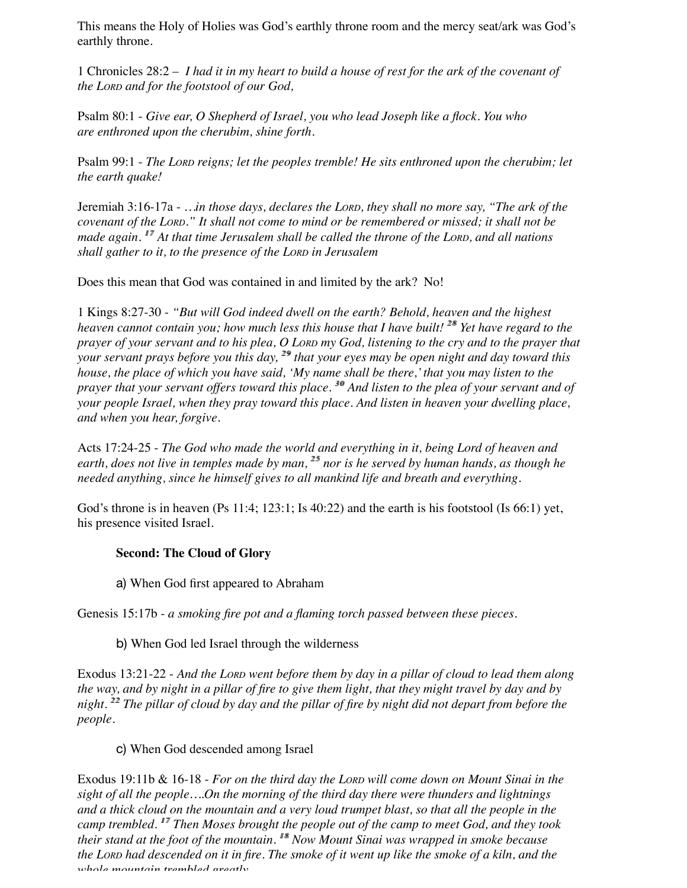This means the Holy of Holies was God's earthly throne room and the mercy seat/ark was God's earthly throne.

1 Chronicles 28:2 – *I had it in my heart to build a house of rest for the ark of the covenant of the LORD and for the footstool of our God,*

Psalm 80:1 - *Give ear, O Shepherd of Israel, you who lead Joseph like a flock. You who are enthroned upon the cherubim, shine forth.*

Psalm 99:1 - *The LORD reigns; let the peoples tremble! He sits enthroned upon the cherubim; let the earth quake!*

Jeremiah 3:16-17a - *…in those days, declares the LORD, they shall no more say, "The ark of the covenant of the LORD." It shall not come to mind or be remembered or missed; it shall not be made again. [17] At that time Jerusalem shall be called the throne of the LORD, and all nations shall gather to it, to the presence of the LORD in Jerusalem*

Does this mean that God was contained in and limited by the ark? No!

1 Kings 8:27-30 - *"But will God indeed dwell on the earth? Behold, heaven and the highest heaven cannot contain you; how much less this house that I have built! [28] Yet have regard to the prayer of your servant and to his plea, O LORD my God, listening to the cry and to the prayer that your servant prays before you this day, [29] that your eyes may be open night and day toward this house, the place of which you have said, 'My name shall be there,' that you may listen to the prayer that your servant offers toward this place. [30] And listen to the plea of your servant and of your people Israel, when they pray toward this place. And listen in heaven your dwelling place, and when you hear, forgive.*

Acts 17:24-25 - *The God who made the world and everything in it, being Lord of heaven and earth, does not live in temples made by man, [25] nor is he served by human hands, as though he needed anything, since he himself gives to all mankind life and breath and everything.*

God's throne is in heaven (Ps 11:4; 123:1; Is 40:22) and the earth is his footstool (Is 66:1) yet, his presence visited Israel.

**Second: The Cloud of Glory**

a) When God first appeared to Abraham

Genesis 15:17b - *a smoking fire pot and a flaming torch passed between these pieces.*

b) When God led Israel through the wilderness

Exodus 13:21-22 - *And the LORD went before them by day in a pillar of cloud to lead them along the way, and by night in a pillar of fire to give them light, that they might travel by day and by night. [22] The pillar of cloud by day and the pillar of fire by night did not depart from before the people.*

c) When God descended among Israel

Exodus 19:11b & 16-18 - *For on the third day the LORD will come down on Mount Sinai in the sight of all the people….On the morning of the third day there were thunders and lightnings and a thick cloud on the mountain and a very loud trumpet blast, so that all the people in the camp trembled. [17] Then Moses brought the people out of the camp to meet God, and they took their stand at the foot of the mountain. [18] Now Mount Sinai was wrapped in smoke because the LORD had descended on it in fire. The smoke of it went up like the smoke of a kiln, and the whole mountain trembled greatly.*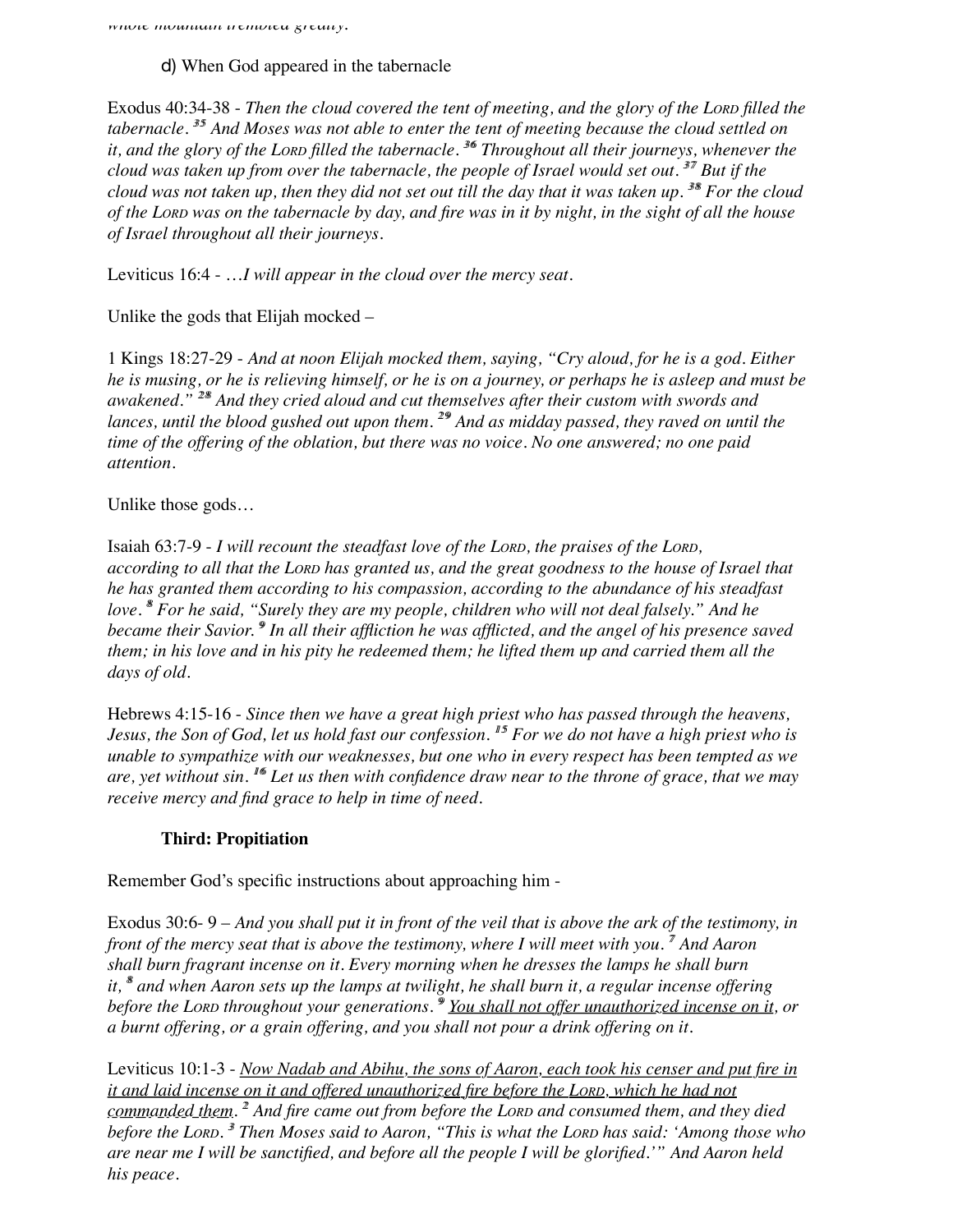*whole mountain trembled greatly.*

d) When God appeared in the tabernacle

Exodus 40:34-38 - *Then the cloud covered the tent of meeting, and the glory of the LORD filled the tabernacle. [35] And Moses was not able to enter the tent of meeting because the cloud settled on it, and the glory of the LORD filled the tabernacle. [36] Throughout all their journeys, whenever the cloud was taken up from over the tabernacle, the people of Israel would set out. [37] But if the cloud was not taken up, then they did not set out till the day that it was taken up. [38] For the cloud of the LORD was on the tabernacle by day, and fire was in it by night, in the sight of all the house of Israel throughout all their journeys.*

Leviticus 16:4 - *…I will appear in the cloud over the mercy seat.*

Unlike the gods that Elijah mocked –

1 Kings 18:27-29 - *And at noon Elijah mocked them, saying, "Cry aloud, for he is a god. Either he is musing, or he is relieving himself, or he is on a journey, or perhaps he is asleep and must be awakened." [28] And they cried aloud and cut themselves after their custom with swords and lances, until the blood gushed out upon them. [29] And as midday passed, they raved on until the time of the offering of the oblation, but there was no voice. No one answered; no one paid attention.*

Unlike those gods…

Isaiah 63:7-9 - *I will recount the steadfast love of the LORD, the praises of the LORD, according to all that the LORD has granted us, and the great goodness to the house of Israel that he has granted them according to his compassion, according to the abundance of his steadfast love. [8] For he said, "Surely they are my people, children who will not deal falsely." And he became their Savior. [9] In all their affliction he was afflicted, and the angel of his presence saved them; in his love and in his pity he redeemed them; he lifted them up and carried them all the days of old.*

Hebrews 4:15-16 - *Since then we have a great high priest who has passed through the heavens, Jesus, the Son of God, let us hold fast our confession. [15] For we do not have a high priest who is unable to sympathize with our weaknesses, but one who in every respect has been tempted as we are, yet without sin. [16] Let us then with confidence draw near to the throne of grace, that we may receive mercy and find grace to help in time of need.*

**Third: Propitiation**

Remember God's specific instructions about approaching him -

Exodus 30:6- 9 – *And you shall put it in front of the veil that is above the ark of the testimony, in front of the mercy seat that is above the testimony, where I will meet with you. [7] And Aaron shall burn fragrant incense on it. Every morning when he dresses the lamps he shall burn it, [8] and when Aaron sets up the lamps at twilight, he shall burn it, a regular incense offering before the LORD throughout your generations. [9] <u>You shall not offer unauthorized incense on it</u>, or a burnt offering, or a grain offering, and you shall not pour a drink offering on it.*

Leviticus 10:1-3 - *<u>Now Nadab and Abihu, the sons of Aaron, each took his censer and put fire in it and laid incense on it and offered unauthorized fire before the LORD, which he had not commanded them</u>. [2] And fire came out from before the LORD and consumed them, and they died before the LORD. [3] Then Moses said to Aaron, "This is what the LORD has said: 'Among those who are near me I will be sanctified, and before all the people I will be glorified.'" And Aaron held his peace.*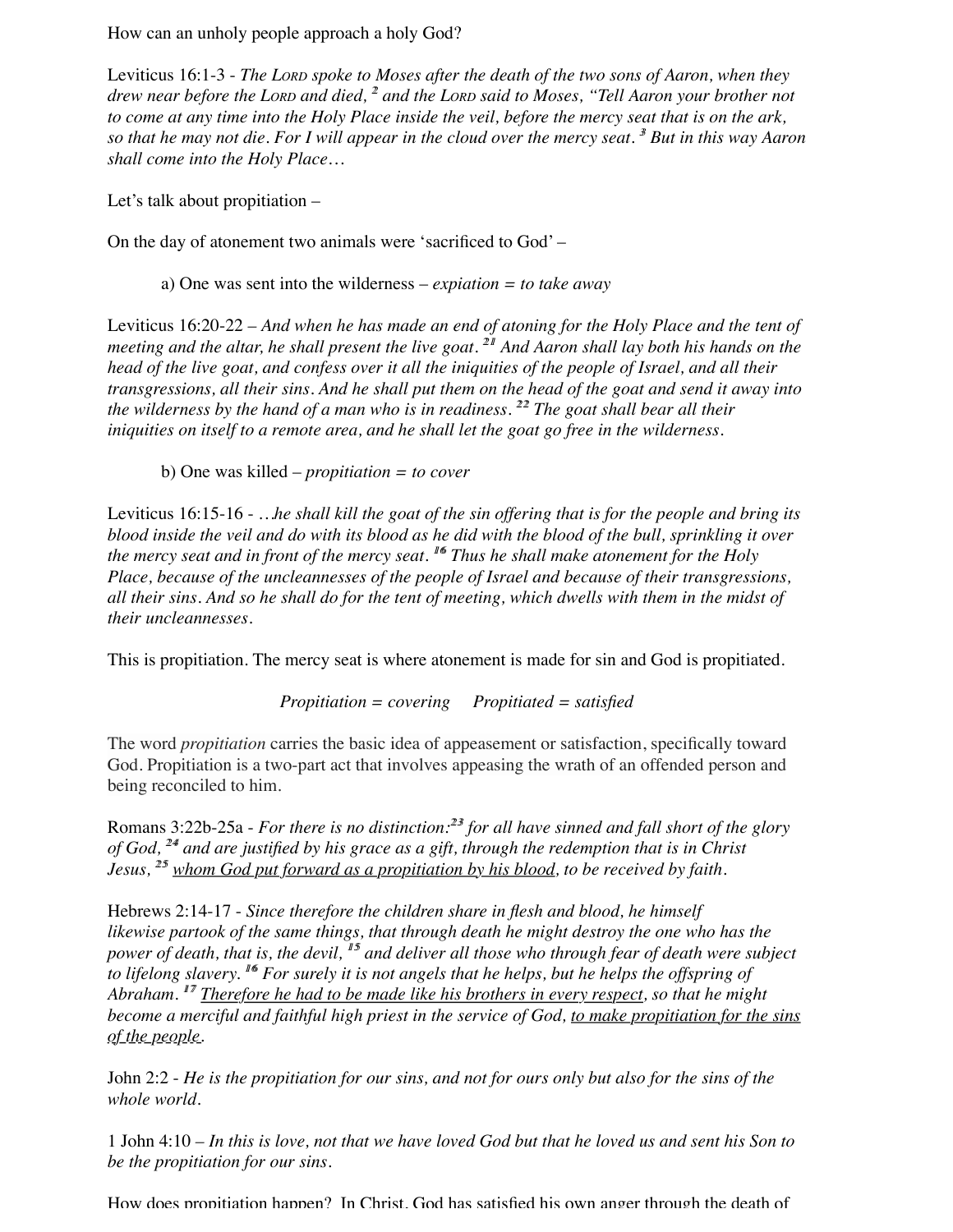How can an unholy people approach a holy God?

Leviticus 16:1-3 - *The Lord spoke to Moses after the death of the two sons of Aaron, when they drew near before the Lord and died,* [2] *and the Lord said to Moses, "Tell Aaron your brother not to come at any time into the Holy Place inside the veil, before the mercy seat that is on the ark, so that he may not die. For I will appear in the cloud over the mercy seat.* [3] *But in this way Aaron shall come into the Holy Place…*

Let's talk about propitiation –

On the day of atonement two animals were 'sacrificed to God' –

a) One was sent into the wilderness – *expiation = to take away*

Leviticus 16:20-22 – *And when he has made an end of atoning for the Holy Place and the tent of meeting and the altar, he shall present the live goat.* [21] *And Aaron shall lay both his hands on the head of the live goat, and confess over it all the iniquities of the people of Israel, and all their transgressions, all their sins. And he shall put them on the head of the goat and send it away into the wilderness by the hand of a man who is in readiness.* [22] *The goat shall bear all their iniquities on itself to a remote area, and he shall let the goat go free in the wilderness.*

b) One was killed – *propitiation = to cover*

Leviticus 16:15-16 - *…he shall kill the goat of the sin offering that is for the people and bring its blood inside the veil and do with its blood as he did with the blood of the bull, sprinkling it over the mercy seat and in front of the mercy seat.* [16] *Thus he shall make atonement for the Holy Place, because of the uncleannesses of the people of Israel and because of their transgressions, all their sins. And so he shall do for the tent of meeting, which dwells with them in the midst of their uncleannesses.*

This is propitiation. The mercy seat is where atonement is made for sin and God is propitiated.

*Propitiation = covering     Propitiated = satisfied*

The word *propitiation* carries the basic idea of appeasement or satisfaction, specifically toward God. Propitiation is a two-part act that involves appeasing the wrath of an offended person and being reconciled to him.

Romans 3:22b-25a - *For there is no distinction:* [23] *for all have sinned and fall short of the glory of God,* [24] *and are justified by his grace as a gift, through the redemption that is in Christ Jesus,* [25] *<u>whom God put forward as a propitiation by his blood</u>, to be received by faith.*

Hebrews 2:14-17 - *Since therefore the children share in flesh and blood, he himself likewise partook of the same things, that through death he might destroy the one who has the power of death, that is, the devil,* [15] *and deliver all those who through fear of death were subject to lifelong slavery.* [16] *For surely it is not angels that he helps, but he helps the offspring of Abraham.* [17] *<u>Therefore he had to be made like his brothers in every respect</u>, so that he might become a merciful and faithful high priest in the service of God, <u>to make propitiation for the sins of the people</u>.*

John 2:2 - *He is the propitiation for our sins, and not for ours only but also for the sins of the whole world.*

1 John 4:10 – *In this is love, not that we have loved God but that he loved us and sent his Son to be the propitiation for our sins.*

How does propitiation happen? In Christ, God has satisfied his own anger through the death of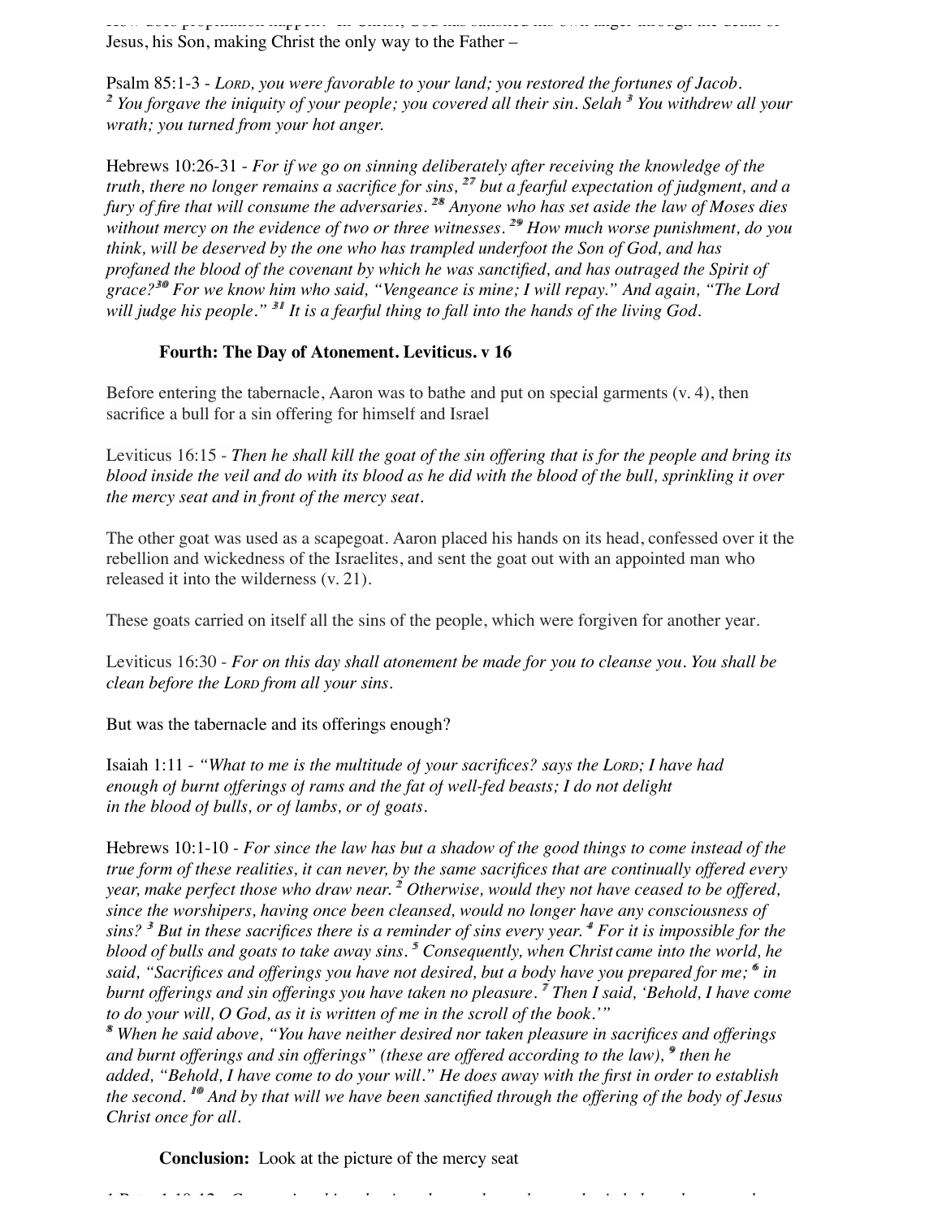Jesus, his Son, making Christ the only way to the Father –

Psalm 85:1-3 - *LORD, you were favorable to your land; you restored the fortunes of Jacob. 2 You forgave the iniquity of your people; you covered all their sin. Selah 3 You withdrew all your wrath; you turned from your hot anger.*

Hebrews 10:26-31 - *For if we go on sinning deliberately after receiving the knowledge of the truth, there no longer remains a sacrifice for sins, 27 but a fearful expectation of judgment, and a fury of fire that will consume the adversaries. 28 Anyone who has set aside the law of Moses dies without mercy on the evidence of two or three witnesses. 29 How much worse punishment, do you think, will be deserved by the one who has trampled underfoot the Son of God, and has profaned the blood of the covenant by which he was sanctified, and has outraged the Spirit of grace? 30 For we know him who said, "Vengeance is mine; I will repay." And again, "The Lord will judge his people." 31 It is a fearful thing to fall into the hands of the living God.*

**Fourth: The Day of Atonement. Leviticus. v 16**

Before entering the tabernacle, Aaron was to bathe and put on special garments (v. 4), then sacrifice a bull for a sin offering for himself and Israel

Leviticus 16:15 - *Then he shall kill the goat of the sin offering that is for the people and bring its blood inside the veil and do with its blood as he did with the blood of the bull, sprinkling it over the mercy seat and in front of the mercy seat.*

The other goat was used as a scapegoat. Aaron placed his hands on its head, confessed over it the rebellion and wickedness of the Israelites, and sent the goat out with an appointed man who released it into the wilderness (v. 21).

These goats carried on itself all the sins of the people, which were forgiven for another year.

Leviticus 16:30 - *For on this day shall atonement be made for you to cleanse you. You shall be clean before the LORD from all your sins.*

But was the tabernacle and its offerings enough?

Isaiah 1:11 - *"What to me is the multitude of your sacrifices? says the LORD; I have had enough of burnt offerings of rams and the fat of well-fed beasts; I do not delight in the blood of bulls, or of lambs, or of goats.*

Hebrews 10:1-10 - *For since the law has but a shadow of the good things to come instead of the true form of these realities, it can never, by the same sacrifices that are continually offered every year, make perfect those who draw near. 2 Otherwise, would they not have ceased to be offered, since the worshipers, having once been cleansed, would no longer have any consciousness of sins? 3 But in these sacrifices there is a reminder of sins every year. 4 For it is impossible for the blood of bulls and goats to take away sins. 5 Consequently, when Christ came into the world, he said, "Sacrifices and offerings you have not desired, but a body have you prepared for me; 6 in burnt offerings and sin offerings you have taken no pleasure. 7 Then I said, 'Behold, I have come to do your will, O God, as it is written of me in the scroll of the book.'"*
*8 When he said above, "You have neither desired nor taken pleasure in sacrifices and offerings and burnt offerings and sin offerings" (these are offered according to the law), 9 then he added, "Behold, I have come to do your will." He does away with the first in order to establish the second. 10 And by that will we have been sanctified through the offering of the body of Jesus Christ once for all.*

**Conclusion:** Look at the picture of the mercy seat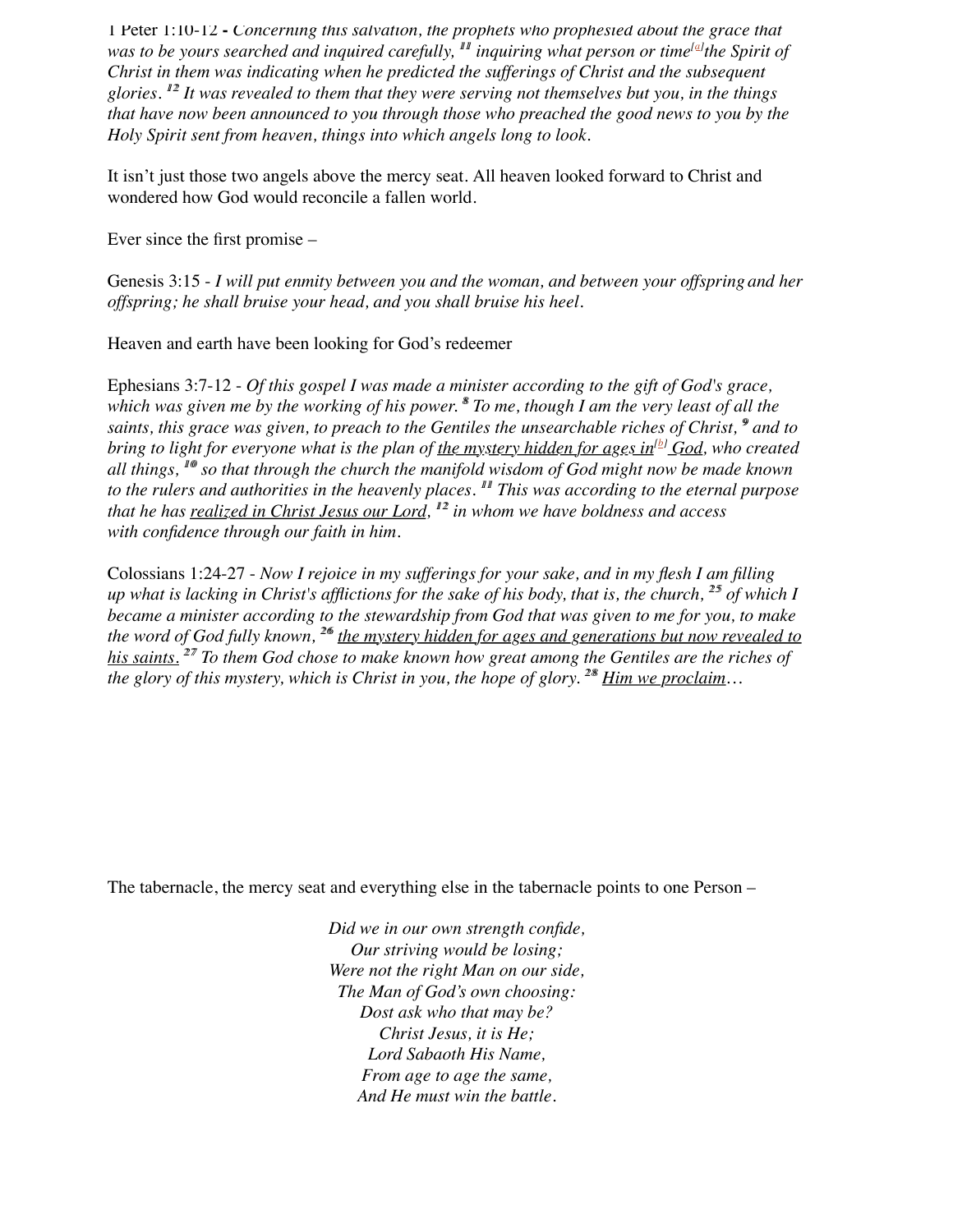1 Peter 1:10-12 **-** *Concerning this salvation, the prophets who prophesied about the grace that was to be yours searched and inquired carefully, [11] inquiring what person or time[a] the Spirit of Christ in them was indicating when he predicted the sufferings of Christ and the subsequent glories. [12] It was revealed to them that they were serving not themselves but you, in the things that have now been announced to you through those who preached the good news to you by the Holy Spirit sent from heaven, things into which angels long to look.*

It isn't just those two angels above the mercy seat. All heaven looked forward to Christ and wondered how God would reconcile a fallen world.

Ever since the first promise –

Genesis 3:15 - *I will put enmity between you and the woman, and between your offspring and her offspring; he shall bruise your head, and you shall bruise his heel.*

Heaven and earth have been looking for God's redeemer

Ephesians 3:7-12 - *Of this gospel I was made a minister according to the gift of God's grace, which was given me by the working of his power. [8] To me, though I am the very least of all the saints, this grace was given, to preach to the Gentiles the unsearchable riches of Christ, [9] and to bring to light for everyone what is the plan of <u>the mystery hidden for ages in</u>[b] <u>God</u>, who created all things, [10] so that through the church the manifold wisdom of God might now be made known to the rulers and authorities in the heavenly places. [11] This was according to the eternal purpose that he has <u>realized in Christ Jesus our Lord</u>, [12] in whom we have boldness and access with confidence through our faith in him.*

Colossians 1:24-27 - *Now I rejoice in my sufferings for your sake, and in my flesh I am filling up what is lacking in Christ's afflictions for the sake of his body, that is, the church, [25] of which I became a minister according to the stewardship from God that was given to me for you, to make the word of God fully known, [26] <u>the mystery hidden for ages and generations but now revealed to his saints</u>. [27] To them God chose to make known how great among the Gentiles are the riches of the glory of this mystery, which is Christ in you, the hope of glory. [28] <u>Him we proclaim</u>…*

The tabernacle, the mercy seat and everything else in the tabernacle points to one Person –

*Did we in our own strength confide,*
*Our striving would be losing;*
*Were not the right Man on our side,*
*The Man of God's own choosing:*
*Dost ask who that may be?*
*Christ Jesus, it is He;*
*Lord Sabaoth His Name,*
*From age to age the same,*
*And He must win the battle.*